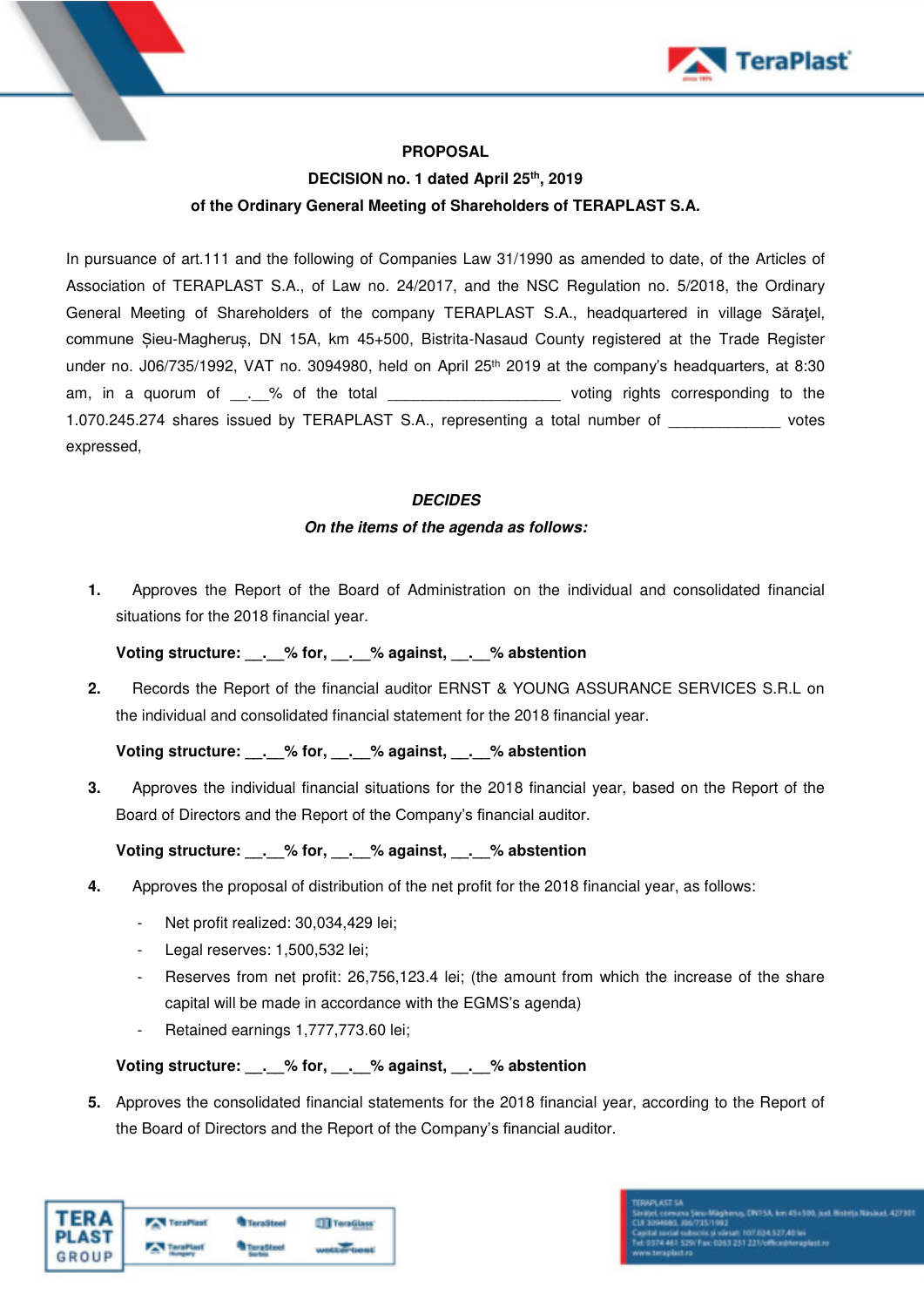**PROPOSAL**

**DECISION no. 1 dated April 25th, 2019**

**of the Ordinary General Meeting of Shareholders of TERAPLAST S.A.**

In pursuance of art.111 and the following of Companies Law 31/1990 as amended to date, of the Articles of Association of TERAPLAST S.A., of Law no. 24/2017, and the NSC Regulation no. 5/2018, the Ordinary General Meeting of Shareholders of the company TERAPLAST S.A., headquartered in village Sărațel, commune Șieu-Magheruș, DN 15A, km 45+500, Bistrita-Nasaud County registered at the Trade Register under no. J06/735/1992, VAT no. 3094980, held on April 25th 2019 at the company's headquarters, at 8:30 am, in a quorum of __.__% of the total ___________________ voting rights corresponding to the 1.070.245.274 shares issued by TERAPLAST S.A., representing a total number of _____________ votes expressed,

***DECIDES***

***On the items of the agenda as follows:***

1. Approves the Report of the Board of Administration on the individual and consolidated financial situations for the 2018 financial year.

   **Voting structure: __.__% for, __.__% against, __.__% abstention**

2. Records the Report of the financial auditor ERNST & YOUNG ASSURANCE SERVICES S.R.L on the individual and consolidated financial statement for the 2018 financial year.

   **Voting structure: __.__% for, __.__% against, __.__% abstention**

3. Approves the individual financial situations for the 2018 financial year, based on the Report of the Board of Directors and the Report of the Company's financial auditor.

   **Voting structure: __.__% for, __.__% against, __.__% abstention**

4. Approves the proposal of distribution of the net profit for the 2018 financial year, as follows:

   - Net profit realized: 30,034,429 lei;
   - Legal reserves: 1,500,532 lei;
   - Reserves from net profit: 26,756,123.4 lei; (the amount from which the increase of the share capital will be made in accordance with the EGMS's agenda)
   - Retained earnings 1,777,773.60 lei;

   **Voting structure: __.__% for, __.__% against, __.__% abstention**

5. Approves the consolidated financial statements for the 2018 financial year, according to the Report of the Board of Directors and the Report of the Company's financial auditor.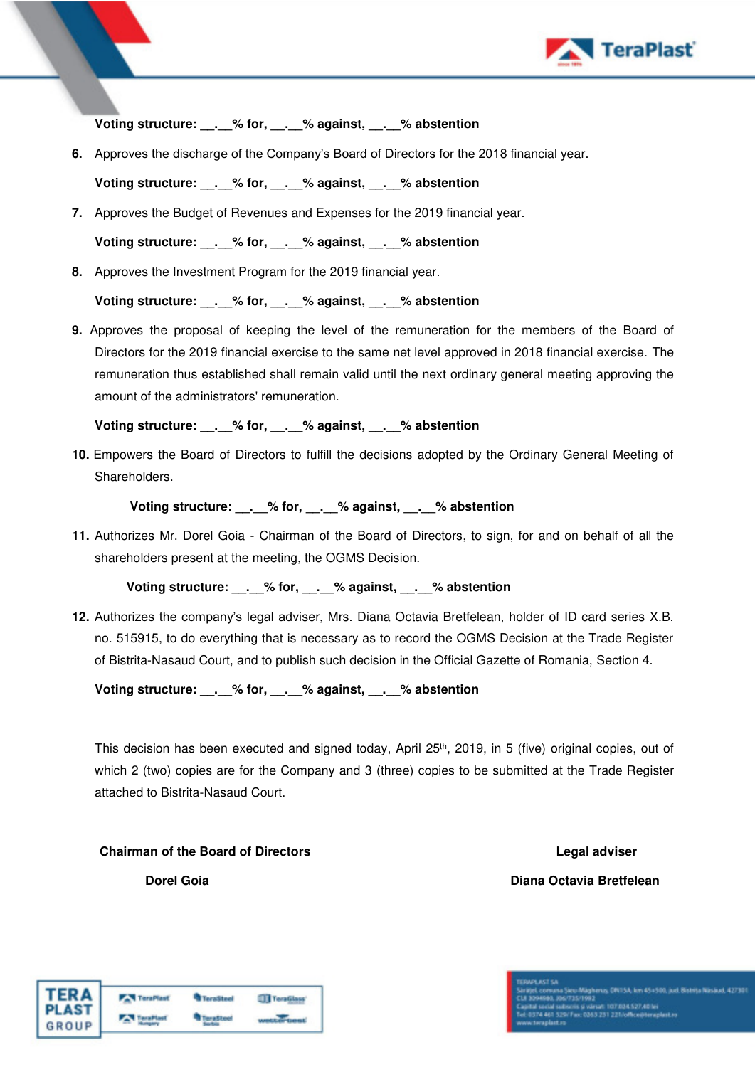**Voting structure: __.__% for, __.__% against, __.__% abstention**

6. Approves the discharge of the Company's Board of Directors for the 2018 financial year.

   **Voting structure: __.__% for, __.__% against, __.__% abstention**

7. Approves the Budget of Revenues and Expenses for the 2019 financial year.

   **Voting structure: __.__% for, __.__% against, __.__% abstention**

8. Approves the Investment Program for the 2019 financial year.

   **Voting structure: __.__% for, __.__% against, __.__% abstention**

9. Approves the proposal of keeping the level of the remuneration for the members of the Board of Directors for the 2019 financial exercise to the same net level approved in 2018 financial exercise. The remuneration thus established shall remain valid until the next ordinary general meeting approving the amount of the administrators' remuneration.

   **Voting structure: __.__% for, __.__% against, __.__% abstention**

10. Empowers the Board of Directors to fulfill the decisions adopted by the Ordinary General Meeting of Shareholders.

    **Voting structure: __.__% for, __.__% against, __.__% abstention**

11. Authorizes Mr. Dorel Goia - Chairman of the Board of Directors, to sign, for and on behalf of all the shareholders present at the meeting, the OGMS Decision.

    **Voting structure: __.__% for, __.__% against, __.__% abstention**

12. Authorizes the company's legal adviser, Mrs. Diana Octavia Bretfelean, holder of ID card series X.B. no. 515915, to do everything that is necessary as to record the OGMS Decision at the Trade Register of Bistrita-Nasaud Court, and to publish such decision in the Official Gazette of Romania, Section 4.

    **Voting structure: __.__% for, __.__% against, __.__% abstention**

This decision has been executed and signed today, April 25th, 2019, in 5 (five) original copies, out of which 2 (two) copies are for the Company and 3 (three) copies to be submitted at the Trade Register attached to Bistrita-Nasaud Court.

| | |
|---|---|
| **Chairman of the Board of Directors** | **Legal adviser** |
| **Dorel Goia** | **Diana Octavia Bretfelean** |